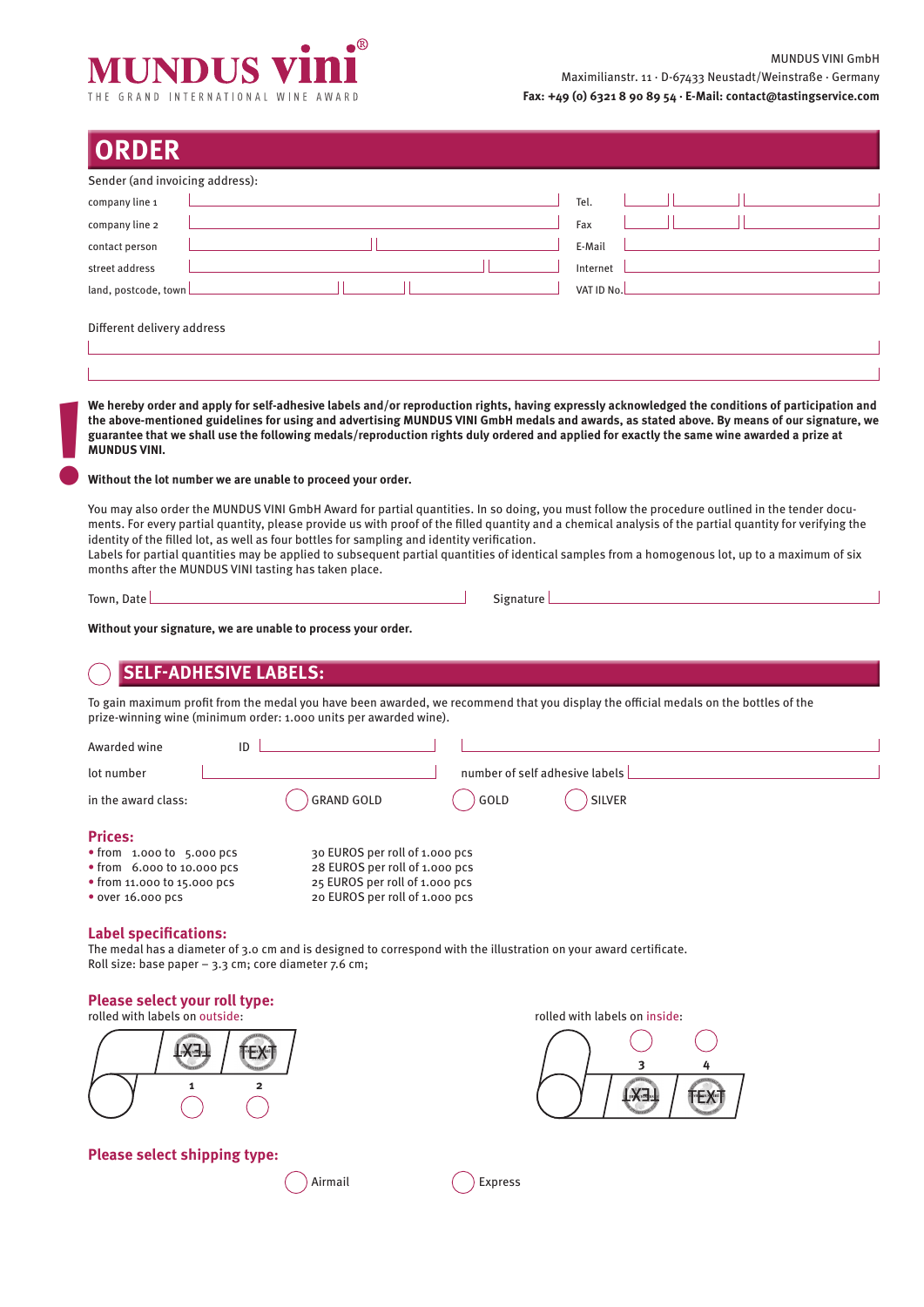MUNDUS vini®

THE GRAND INTERNATIONAL WINE AWARD

MUNDUS VINI GmbH
Maximilianstr. 11 · D-67433 Neustadt/Weinstraße · Germany
**Fax: +49 (0) 6321 8 90 89 54 · E-Mail: contact@tastingservice.com**

# ORDER

Sender (and invoicing address):

| | | | |
|---|---|---|---|
| company line 1 | | Tel. | |
| company line 2 | | Fax | |
| contact person | | E-Mail | |
| street address | | Internet | |
| land, postcode, town | | VAT ID No. | |

Different delivery address

**We hereby order and apply for self-adhesive labels and/or reproduction rights, having expressly acknowledged the conditions of participation and the above-mentioned guidelines for using and advertising MUNDUS VINI GmbH medals and awards, as stated above. By means of our signature, we guarantee that we shall use the following medals/reproduction rights duly ordered and applied for exactly the same wine awarded a prize at MUNDUS VINI.**

**Without the lot number we are unable to proceed your order.**

You may also order the MUNDUS VINI GmbH Award for partial quantities. In so doing, you must follow the procedure outlined in the tender documents. For every partial quantity, please provide us with proof of the filled quantity and a chemical analysis of the partial quantity for verifying the identity of the filled lot, as well as four bottles for sampling and identity verification.
Labels for partial quantities may be applied to subsequent partial quantities of identical samples from a homogenous lot, up to a maximum of six months after the MUNDUS VINI tasting has taken place.

Town, Date ______________________ Signature ______________________

**Without your signature, we are unable to process your order.**

## ◯ SELF-ADHESIVE LABELS:

To gain maximum profit from the medal you have been awarded, we recommend that you display the official medals on the bottles of the prize-winning wine (minimum order: 1.000 units per awarded wine).

Awarded wine ID ______________________

lot number ______________________ number of self adhesive labels ______________________

in the award class: ◯ GRAND GOLD ◯ GOLD ◯ SILVER

### Prices:

- from 1.000 to 5.000 pcs — 30 EUROS per roll of 1.000 pcs
- from 6.000 to 10.000 pcs — 28 EUROS per roll of 1.000 pcs
- from 11.000 to 15.000 pcs — 25 EUROS per roll of 1.000 pcs
- over 16.000 pcs — 20 EUROS per roll of 1.000 pcs

### Label specifications:

The medal has a diameter of 3.0 cm and is designed to correspond with the illustration on your award certificate.
Roll size: base paper – 3.3 cm; core diameter 7.6 cm;

### Please select your roll type:

rolled with labels on outside: ◯ 1 ◯ 2

rolled with labels on inside: ◯ 3 ◯ 4

### Please select shipping type:

◯ Airmail ◯ Express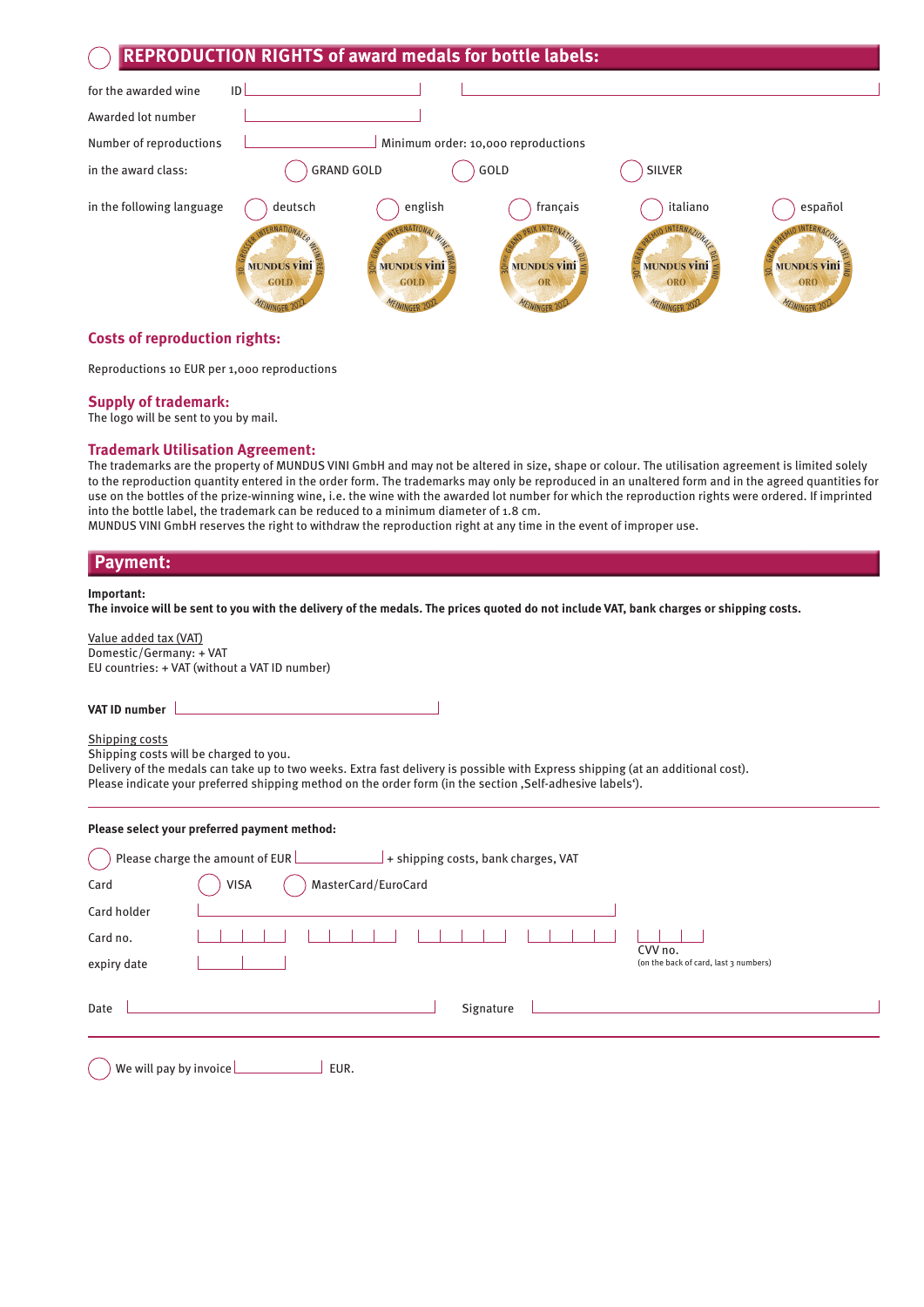## REPRODUCTION RIGHTS of award medals for bottle labels:

for the awarded wine ID

Awarded lot number

Number of reproductions Minimum order: 10,000 reproductions

in the award class: GRAND GOLD GOLD SILVER

in the following language deutsch english français italiano español

### Costs of reproduction rights:

Reproductions 10 EUR per 1,000 reproductions

### Supply of trademark:

The logo will be sent to you by mail.

### Trademark Utilisation Agreement:

The trademarks are the property of MUNDUS VINI GmbH and may not be altered in size, shape or colour. The utilisation agreement is limited solely to the reproduction quantity entered in the order form. The trademarks may only be reproduced in an unaltered form and in the agreed quantities for use on the bottles of the prize-winning wine, i.e. the wine with the awarded lot number for which the reproduction rights were ordered. If imprinted into the bottle label, the trademark can be reduced to a minimum diameter of 1.8 cm.
MUNDUS VINI GmbH reserves the right to withdraw the reproduction right at any time in the event of improper use.

## Payment:

**Important:**
**The invoice will be sent to you with the delivery of the medals. The prices quoted do not include VAT, bank charges or shipping costs.**

Value added tax (VAT)
Domestic/Germany: + VAT
EU countries: + VAT (without a VAT ID number)

**VAT ID number**

Shipping costs
Shipping costs will be charged to you.
Delivery of the medals can take up to two weeks. Extra fast delivery is possible with Express shipping (at an additional cost).
Please indicate your preferred shipping method on the order form (in the section ‚Self-adhesive labels').

**Please select your preferred payment method:**

Please charge the amount of EUR + shipping costs, bank charges, VAT

Card VISA MasterCard/EuroCard

Card holder

Card no.

expiry date

CVV no.
(on the back of card, last 3 numbers)

Date Signature

We will pay by invoice EUR.